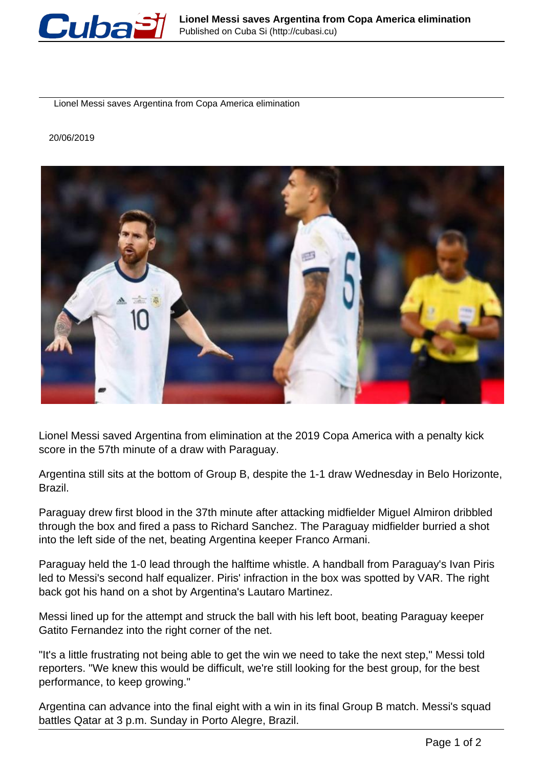# Lionel Messi saves Argentina from Copa America elimination

20/06/2019

Lionel Messi saved Argentina from elimination at the 2019 Copa America with a penalty kick score in the 57th minute of a draw with Paraguay.

Argentina still sits at the bottom of Group B, despite the 1-1 draw Wednesday in Belo Horizonte, Brazil.

Paraguay drew first blood in the 37th minute after attacking midfielder Miguel Almiron dribbled through the box and fired a pass to Richard Sanchez. The Paraguay midfielder burried a shot into the left side of the net, beating Argentina keeper Franco Armani.

Paraguay held the 1-0 lead through the halftime whistle. A handball from Paraguay's Ivan Piris led to Messi's second half equalizer. Piris' infraction in the box was spotted by VAR. The right back got his hand on a shot by Argentina's Lautaro Martinez.

Messi lined up for the attempt and struck the ball with his left boot, beating Paraguay keeper Gatito Fernandez into the right corner of the net.

"It's a little frustrating not being able to get the win we need to take the next step," Messi told reporters. "We knew this would be difficult, we're still looking for the best group, for the best performance, to keep growing."

Argentina can advance into the final eight with a win in its final Group B match. Messi's squad battles Qatar at 3 p.m. Sunday in Porto Alegre, Brazil.